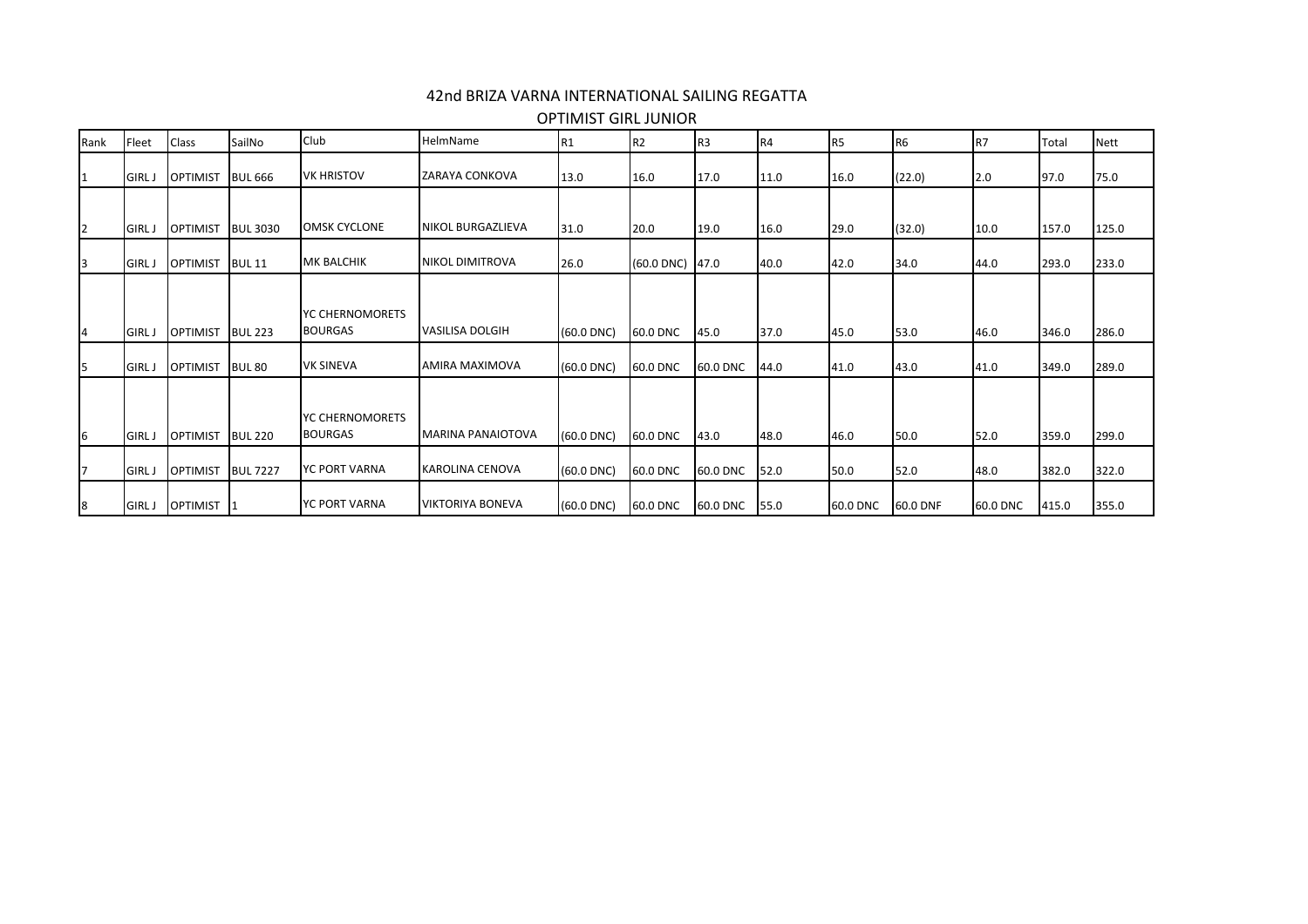# 42nd BRIZA VARNA INTERNATIONAL SAILING REGATTA

## OPTIMIST GIRL JUNIOR

| Rank | Fleet | Class | SailNo | Club | HelmName | R1 | R2 | R3 | R4 | R5 | R6 | R7 | Total | Nett |
|---|---|---|---|---|---|---|---|---|---|---|---|---|---|---|
| 1 | GIRL J | OPTIMIST | BUL 666 | VK HRISTOV | ZARAYA CONKOVA | 13.0 | 16.0 | 17.0 | 11.0 | 16.0 | (22.0) | 2.0 | 97.0 | 75.0 |
| 2 | GIRL J | OPTIMIST | BUL 3030 | OMSK CYCLONE | NIKOL BURGAZLIEVA | 31.0 | 20.0 | 19.0 | 16.0 | 29.0 | (32.0) | 10.0 | 157.0 | 125.0 |
| 3 | GIRL J | OPTIMIST | BUL 11 | MK BALCHIK | NIKOL DIMITROVA | 26.0 | (60.0 DNC) | 47.0 | 40.0 | 42.0 | 34.0 | 44.0 | 293.0 | 233.0 |
| 4 | GIRL J | OPTIMIST | BUL 223 | YC CHERNOMORETS BOURGAS | VASILISA DOLGIH | (60.0 DNC) | 60.0 DNC | 45.0 | 37.0 | 45.0 | 53.0 | 46.0 | 346.0 | 286.0 |
| 5 | GIRL J | OPTIMIST | BUL 80 | VK SINEVA | AMIRA MAXIMOVA | (60.0 DNC) | 60.0 DNC | 60.0 DNC | 44.0 | 41.0 | 43.0 | 41.0 | 349.0 | 289.0 |
| 6 | GIRL J | OPTIMIST | BUL 220 | YC CHERNOMORETS BOURGAS | MARINA PANAIOTOVA | (60.0 DNC) | 60.0 DNC | 43.0 | 48.0 | 46.0 | 50.0 | 52.0 | 359.0 | 299.0 |
| 7 | GIRL J | OPTIMIST | BUL 7227 | YC PORT VARNA | KAROLINA CENOVA | (60.0 DNC) | 60.0 DNC | 60.0 DNC | 52.0 | 50.0 | 52.0 | 48.0 | 382.0 | 322.0 |
| 8 | GIRL J | OPTIMIST | 1 | YC PORT VARNA | VIKTORIYA BONEVA | (60.0 DNC) | 60.0 DNC | 60.0 DNC | 55.0 | 60.0 DNC | 60.0 DNF | 60.0 DNC | 415.0 | 355.0 |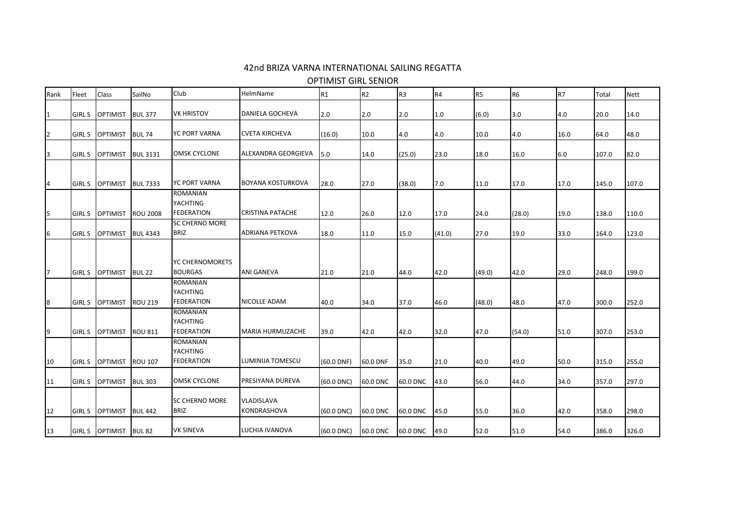# 42nd BRIZA VARNA INTERNATIONAL SAILING REGATTA

## OPTIMIST GIRL SENIOR

| Rank | Fleet | Class | SailNo | Club | HelmName | R1 | R2 | R3 | R4 | R5 | R6 | R7 | Total | Nett |
|---|---|---|---|---|---|---|---|---|---|---|---|---|---|---|
| 1 | GIRL S | OPTIMIST | BUL 377 | VK HRISTOV | DANIELA GOCHEVA | 2.0 | 2.0 | 2.0 | 1.0 | (6.0) | 3.0 | 4.0 | 20.0 | 14.0 |
| 2 | GIRL S | OPTIMIST | BUL 74 | YC PORT VARNA | CVETA KIRCHEVA | (16.0) | 10.0 | 4.0 | 4.0 | 10.0 | 4.0 | 16.0 | 64.0 | 48.0 |
| 3 | GIRL S | OPTIMIST | BUL 3131 | OMSK CYCLONE | ALEXANDRA GEORGIEVA | 5.0 | 14.0 | (25.0) | 23.0 | 18.0 | 16.0 | 6.0 | 107.0 | 82.0 |
| 4 | GIRL S | OPTIMIST | BUL 7333 | YC PORT VARNA | BOYANA KOSTURKOVA | 28.0 | 27.0 | (38.0) | 7.0 | 11.0 | 17.0 | 17.0 | 145.0 | 107.0 |
| 5 | GIRL S | OPTIMIST | ROU 2008 | ROMANIAN YACHTING FEDERATION | CRISTINA PATACHE | 12.0 | 26.0 | 12.0 | 17.0 | 24.0 | (28.0) | 19.0 | 138.0 | 110.0 |
| 6 | GIRL S | OPTIMIST | BUL 4343 | SC CHERNO MORE BRIZ | ADRIANA PETKOVA | 18.0 | 11.0 | 15.0 | (41.0) | 27.0 | 19.0 | 33.0 | 164.0 | 123.0 |
| 7 | GIRL S | OPTIMIST | BUL 22 | YC CHERNOMORETS BOURGAS | ANI GANEVA | 21.0 | 21.0 | 44.0 | 42.0 | (49.0) | 42.0 | 29.0 | 248.0 | 199.0 |
| 8 | GIRL S | OPTIMIST | ROU 219 | ROMANIAN YACHTING FEDERATION | NICOLLE ADAM | 40.0 | 34.0 | 37.0 | 46.0 | (48.0) | 48.0 | 47.0 | 300.0 | 252.0 |
| 9 | GIRL S | OPTIMIST | ROU 811 | ROMANIAN YACHTING FEDERATION | MARIA HURMUZACHE | 39.0 | 42.0 | 42.0 | 32.0 | 47.0 | (54.0) | 51.0 | 307.0 | 253.0 |
| 10 | GIRL S | OPTIMIST | ROU 107 | ROMANIAN YACHTING FEDERATION | LUMINIJA TOMESCU | (60.0 DNF) | 60.0 DNF | 35.0 | 21.0 | 40.0 | 49.0 | 50.0 | 315.0 | 255.0 |
| 11 | GIRL S | OPTIMIST | BUL 303 | OMSK CYCLONE | PRESIYANA DUREVA | (60.0 DNC) | 60.0 DNC | 60.0 DNC | 43.0 | 56.0 | 44.0 | 34.0 | 357.0 | 297.0 |
| 12 | GIRL S | OPTIMIST | BUL 442 | SC CHERNO MORE BRIZ | VLADISLAVA KONDRASHOVA | (60.0 DNC) | 60.0 DNC | 60.0 DNC | 45.0 | 55.0 | 36.0 | 42.0 | 358.0 | 298.0 |
| 13 | GIRL S | OPTIMIST | BUL 82 | VK SINEVA | LUCHIA IVANOVA | (60.0 DNC) | 60.0 DNC | 60.0 DNC | 49.0 | 52.0 | 51.0 | 54.0 | 386.0 | 326.0 |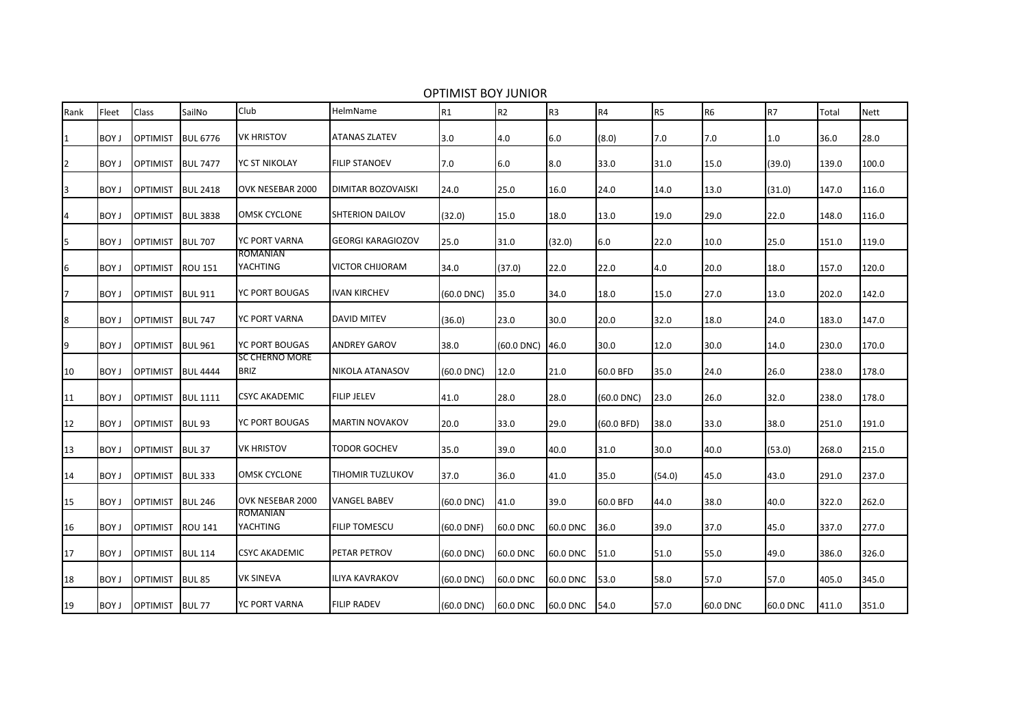## OPTIMIST BOY JUNIOR

| Rank | Fleet | Class | SailNo | Club | HelmName | R1 | R2 | R3 | R4 | R5 | R6 | R7 | Total | Nett |
|---|---|---|---|---|---|---|---|---|---|---|---|---|---|---|
| 1 | BOY J | OPTIMIST | BUL 6776 | VK HRISTOV | ATANAS ZLATEV | 3.0 | 4.0 | 6.0 | (8.0) | 7.0 | 7.0 | 1.0 | 36.0 | 28.0 |
| 2 | BOY J | OPTIMIST | BUL 7477 | YC ST NIKOLAY | FILIP STANOEV | 7.0 | 6.0 | 8.0 | 33.0 | 31.0 | 15.0 | (39.0) | 139.0 | 100.0 |
| 3 | BOY J | OPTIMIST | BUL 2418 | OVK NESEBAR 2000 | DIMITAR BOZOVAISKI | 24.0 | 25.0 | 16.0 | 24.0 | 14.0 | 13.0 | (31.0) | 147.0 | 116.0 |
| 4 | BOY J | OPTIMIST | BUL 3838 | OMSK CYCLONE | SHTERION DAILOV | (32.0) | 15.0 | 18.0 | 13.0 | 19.0 | 29.0 | 22.0 | 148.0 | 116.0 |
| 5 | BOY J | OPTIMIST | BUL 707 | YC PORT VARNA | GEORGI KARAGIOZOV | 25.0 | 31.0 | (32.0) | 6.0 | 22.0 | 10.0 | 25.0 | 151.0 | 119.0 |
| 6 | BOY J | OPTIMIST | ROU 151 | ROMANIAN YACHTING | VICTOR CHIJORAM | 34.0 | (37.0) | 22.0 | 22.0 | 4.0 | 20.0 | 18.0 | 157.0 | 120.0 |
| 7 | BOY J | OPTIMIST | BUL 911 | YC PORT BOUGAS | IVAN KIRCHEV | (60.0 DNC) | 35.0 | 34.0 | 18.0 | 15.0 | 27.0 | 13.0 | 202.0 | 142.0 |
| 8 | BOY J | OPTIMIST | BUL 747 | YC PORT VARNA | DAVID MITEV | (36.0) | 23.0 | 30.0 | 20.0 | 32.0 | 18.0 | 24.0 | 183.0 | 147.0 |
| 9 | BOY J | OPTIMIST | BUL 961 | YC PORT BOUGAS | ANDREY GAROV | 38.0 | (60.0 DNC) | 46.0 | 30.0 | 12.0 | 30.0 | 14.0 | 230.0 | 170.0 |
| 10 | BOY J | OPTIMIST | BUL 4444 | SC CHERNO MORE BRIZ | NIKOLA ATANASOV | (60.0 DNC) | 12.0 | 21.0 | 60.0 BFD | 35.0 | 24.0 | 26.0 | 238.0 | 178.0 |
| 11 | BOY J | OPTIMIST | BUL 1111 | CSYC AKADEMIC | FILIP JELEV | 41.0 | 28.0 | 28.0 | (60.0 DNC) | 23.0 | 26.0 | 32.0 | 238.0 | 178.0 |
| 12 | BOY J | OPTIMIST | BUL 93 | YC PORT BOUGAS | MARTIN NOVAKOV | 20.0 | 33.0 | 29.0 | (60.0 BFD) | 38.0 | 33.0 | 38.0 | 251.0 | 191.0 |
| 13 | BOY J | OPTIMIST | BUL 37 | VK HRISTOV | TODOR GOCHEV | 35.0 | 39.0 | 40.0 | 31.0 | 30.0 | 40.0 | (53.0) | 268.0 | 215.0 |
| 14 | BOY J | OPTIMIST | BUL 333 | OMSK CYCLONE | TIHOMIR TUZLUKOV | 37.0 | 36.0 | 41.0 | 35.0 | (54.0) | 45.0 | 43.0 | 291.0 | 237.0 |
| 15 | BOY J | OPTIMIST | BUL 246 | OVK NESEBAR 2000 | VANGEL BABEV | (60.0 DNC) | 41.0 | 39.0 | 60.0 BFD | 44.0 | 38.0 | 40.0 | 322.0 | 262.0 |
| 16 | BOY J | OPTIMIST | ROU 141 | ROMANIAN YACHTING | FILIP TOMESCU | (60.0 DNF) | 60.0 DNC | 60.0 DNC | 36.0 | 39.0 | 37.0 | 45.0 | 337.0 | 277.0 |
| 17 | BOY J | OPTIMIST | BUL 114 | CSYC AKADEMIC | PETAR PETROV | (60.0 DNC) | 60.0 DNC | 60.0 DNC | 51.0 | 51.0 | 55.0 | 49.0 | 386.0 | 326.0 |
| 18 | BOY J | OPTIMIST | BUL 85 | VK SINEVA | ILIYA KAVRAKOV | (60.0 DNC) | 60.0 DNC | 60.0 DNC | 53.0 | 58.0 | 57.0 | 57.0 | 405.0 | 345.0 |
| 19 | BOY J | OPTIMIST | BUL 77 | YC PORT VARNA | FILIP RADEV | (60.0 DNC) | 60.0 DNC | 60.0 DNC | 54.0 | 57.0 | 60.0 DNC | 60.0 DNC | 411.0 | 351.0 |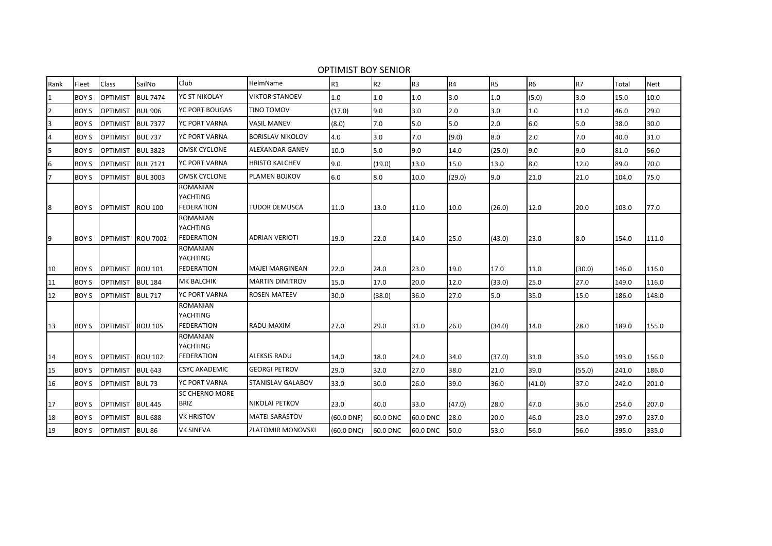# OPTIMIST BOY SENIOR

| Rank | Fleet | Class | SailNo | Club | HelmName | R1 | R2 | R3 | R4 | R5 | R6 | R7 | Total | Nett |
|---|---|---|---|---|---|---|---|---|---|---|---|---|---|---|
| 1 | BOY S | OPTIMIST | BUL 7474 | YC ST NIKOLAY | VIKTOR STANOEV | 1.0 | 1.0 | 1.0 | 3.0 | 1.0 | (5.0) | 3.0 | 15.0 | 10.0 |
| 2 | BOY S | OPTIMIST | BUL 906 | YC PORT BOUGAS | TINO TOMOV | (17.0) | 9.0 | 3.0 | 2.0 | 3.0 | 1.0 | 11.0 | 46.0 | 29.0 |
| 3 | BOY S | OPTIMIST | BUL 7377 | YC PORT VARNA | VASIL MANEV | (8.0) | 7.0 | 5.0 | 5.0 | 2.0 | 6.0 | 5.0 | 38.0 | 30.0 |
| 4 | BOY S | OPTIMIST | BUL 737 | YC PORT VARNA | BORISLAV NIKOLOV | 4.0 | 3.0 | 7.0 | (9.0) | 8.0 | 2.0 | 7.0 | 40.0 | 31.0 |
| 5 | BOY S | OPTIMIST | BUL 3823 | OMSK CYCLONE | ALEXANDAR GANEV | 10.0 | 5.0 | 9.0 | 14.0 | (25.0) | 9.0 | 9.0 | 81.0 | 56.0 |
| 6 | BOY S | OPTIMIST | BUL 7171 | YC PORT VARNA | HRISTO KALCHEV | 9.0 | (19.0) | 13.0 | 15.0 | 13.0 | 8.0 | 12.0 | 89.0 | 70.0 |
| 7 | BOY S | OPTIMIST | BUL 3003 | OMSK CYCLONE | PLAMEN BOJKOV | 6.0 | 8.0 | 10.0 | (29.0) | 9.0 | 21.0 | 21.0 | 104.0 | 75.0 |
| 8 | BOY S | OPTIMIST | ROU 100 | ROMANIAN YACHTING FEDERATION | TUDOR DEMUSCA | 11.0 | 13.0 | 11.0 | 10.0 | (26.0) | 12.0 | 20.0 | 103.0 | 77.0 |
| 9 | BOY S | OPTIMIST | ROU 7002 | ROMANIAN YACHTING FEDERATION | ADRIAN VERIOTI | 19.0 | 22.0 | 14.0 | 25.0 | (43.0) | 23.0 | 8.0 | 154.0 | 111.0 |
| 10 | BOY S | OPTIMIST | ROU 101 | ROMANIAN YACHTING FEDERATION | MAJEI MARGINEAN | 22.0 | 24.0 | 23.0 | 19.0 | 17.0 | 11.0 | (30.0) | 146.0 | 116.0 |
| 11 | BOY S | OPTIMIST | BUL 184 | MK BALCHIK | MARTIN DIMITROV | 15.0 | 17.0 | 20.0 | 12.0 | (33.0) | 25.0 | 27.0 | 149.0 | 116.0 |
| 12 | BOY S | OPTIMIST | BUL 717 | YC PORT VARNA | ROSEN MATEEV | 30.0 | (38.0) | 36.0 | 27.0 | 5.0 | 35.0 | 15.0 | 186.0 | 148.0 |
| 13 | BOY S | OPTIMIST | ROU 105 | ROMANIAN YACHTING FEDERATION | RADU MAXIM | 27.0 | 29.0 | 31.0 | 26.0 | (34.0) | 14.0 | 28.0 | 189.0 | 155.0 |
| 14 | BOY S | OPTIMIST | ROU 102 | ROMANIAN YACHTING FEDERATION | ALEKSIS RADU | 14.0 | 18.0 | 24.0 | 34.0 | (37.0) | 31.0 | 35.0 | 193.0 | 156.0 |
| 15 | BOY S | OPTIMIST | BUL 643 | CSYC AKADEMIC | GEORGI PETROV | 29.0 | 32.0 | 27.0 | 38.0 | 21.0 | 39.0 | (55.0) | 241.0 | 186.0 |
| 16 | BOY S | OPTIMIST | BUL 73 | YC PORT VARNA | STANISLAV GALABOV | 33.0 | 30.0 | 26.0 | 39.0 | 36.0 | (41.0) | 37.0 | 242.0 | 201.0 |
| 17 | BOY S | OPTIMIST | BUL 445 | SC CHERNO MORE BRIZ | NIKOLAI PETKOV | 23.0 | 40.0 | 33.0 | (47.0) | 28.0 | 47.0 | 36.0 | 254.0 | 207.0 |
| 18 | BOY S | OPTIMIST | BUL 688 | VK HRISTOV | MATEI SARASTOV | (60.0 DNF) | 60.0 DNC | 60.0 DNC | 28.0 | 20.0 | 46.0 | 23.0 | 297.0 | 237.0 |
| 19 | BOY S | OPTIMIST | BUL 86 | VK SINEVA | ZLATOMIR MONOVSKI | (60.0 DNC) | 60.0 DNC | 60.0 DNC | 50.0 | 53.0 | 56.0 | 56.0 | 395.0 | 335.0 |